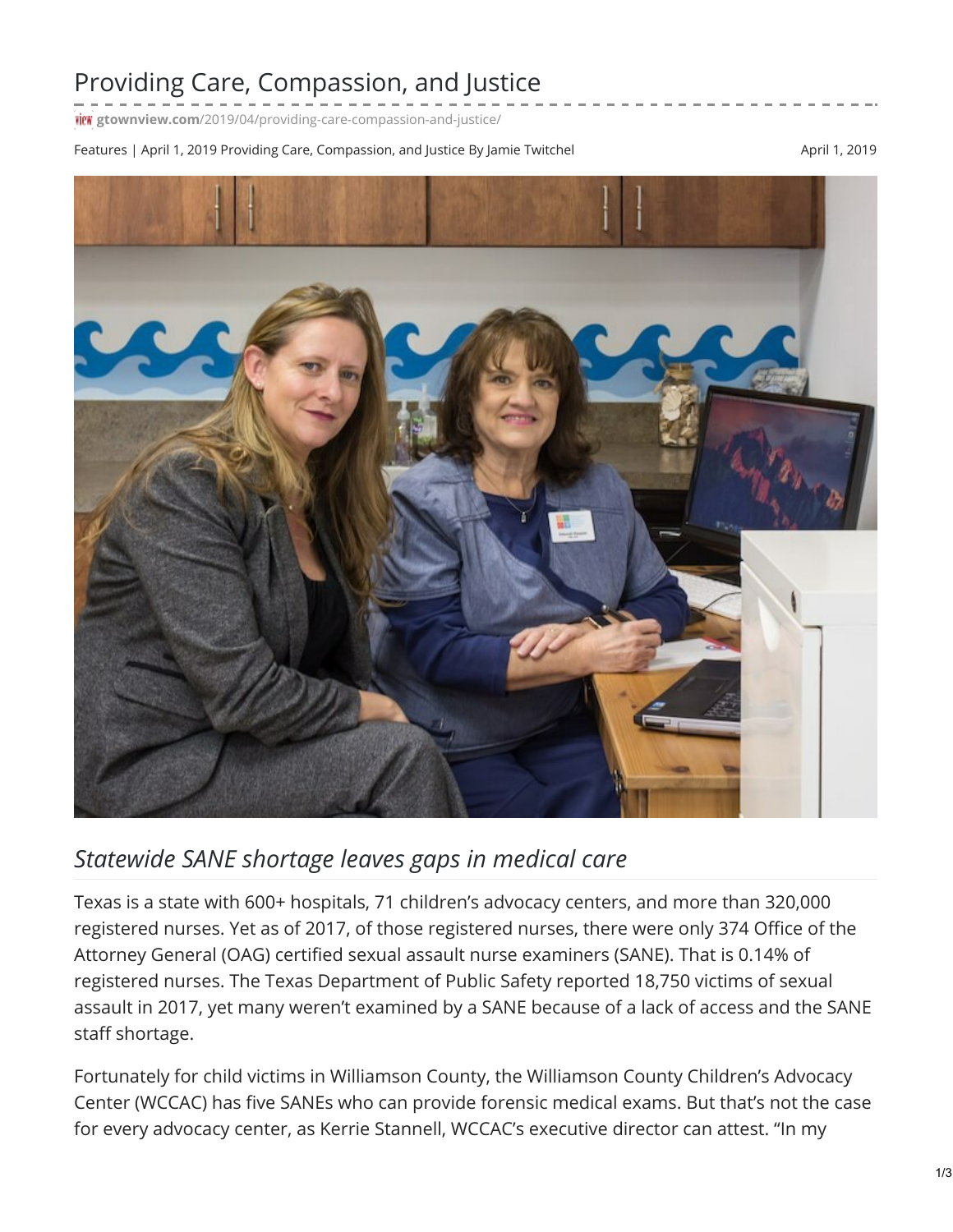# Providing Care, Compassion, and Justice

gtownview.com/2019/04/providing-care-compassion-and-justice/

Features | April 1, 2019 Providing Care, Compassion, and Justice By Jamie Twitchel

April 1, 2019

## *Statewide SANE shortage leaves gaps in medical care*

Texas is a state with 600+ hospitals, 71 children's advocacy centers, and more than 320,000 registered nurses. Yet as of 2017, of those registered nurses, there were only 374 Office of the Attorney General (OAG) certified sexual assault nurse examiners (SANE). That is 0.14% of registered nurses. The Texas Department of Public Safety reported 18,750 victims of sexual assault in 2017, yet many weren't examined by a SANE because of a lack of access and the SANE staff shortage.

Fortunately for child victims in Williamson County, the Williamson County Children's Advocacy Center (WCCAC) has five SANEs who can provide forensic medical exams. But that's not the case for every advocacy center, as Kerrie Stannell, WCCAC's executive director can attest. "In my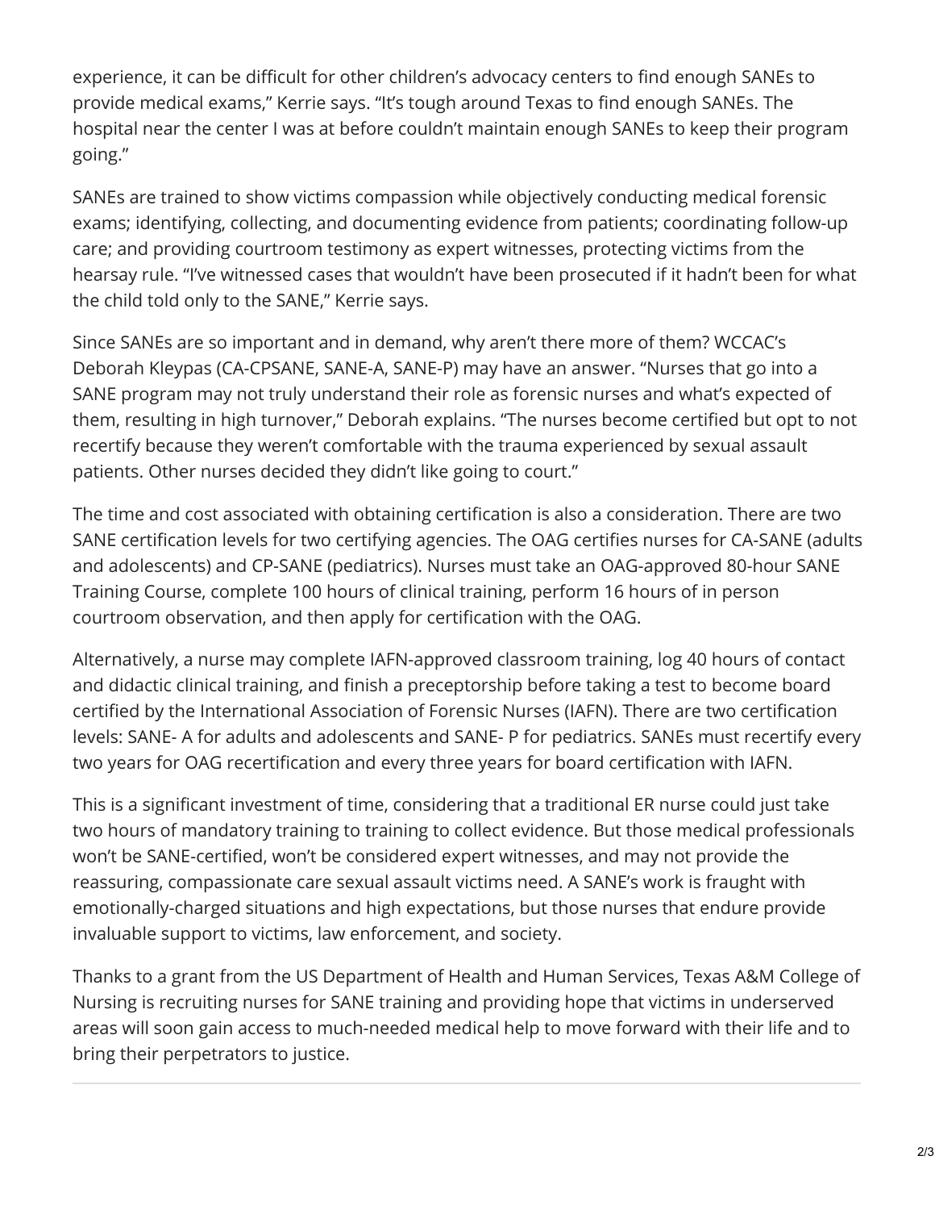experience, it can be difficult for other children's advocacy centers to find enough SANEs to provide medical exams," Kerrie says. "It's tough around Texas to find enough SANEs. The hospital near the center I was at before couldn't maintain enough SANEs to keep their program going."

SANEs are trained to show victims compassion while objectively conducting medical forensic exams; identifying, collecting, and documenting evidence from patients; coordinating follow-up care; and providing courtroom testimony as expert witnesses, protecting victims from the hearsay rule. "I've witnessed cases that wouldn't have been prosecuted if it hadn't been for what the child told only to the SANE," Kerrie says.

Since SANEs are so important and in demand, why aren't there more of them? WCCAC's Deborah Kleypas (CA-CPSANE, SANE-A, SANE-P) may have an answer. "Nurses that go into a SANE program may not truly understand their role as forensic nurses and what's expected of them, resulting in high turnover," Deborah explains. "The nurses become certified but opt to not recertify because they weren't comfortable with the trauma experienced by sexual assault patients. Other nurses decided they didn't like going to court."

The time and cost associated with obtaining certification is also a consideration. There are two SANE certification levels for two certifying agencies. The OAG certifies nurses for CA-SANE (adults and adolescents) and CP-SANE (pediatrics). Nurses must take an OAG-approved 80-hour SANE Training Course, complete 100 hours of clinical training, perform 16 hours of in person courtroom observation, and then apply for certification with the OAG.

Alternatively, a nurse may complete IAFN-approved classroom training, log 40 hours of contact and didactic clinical training, and finish a preceptorship before taking a test to become board certified by the International Association of Forensic Nurses (IAFN). There are two certification levels: SANE- A for adults and adolescents and SANE- P for pediatrics. SANEs must recertify every two years for OAG recertification and every three years for board certification with IAFN.

This is a significant investment of time, considering that a traditional ER nurse could just take two hours of mandatory training to training to collect evidence. But those medical professionals won't be SANE-certified, won't be considered expert witnesses, and may not provide the reassuring, compassionate care sexual assault victims need. A SANE's work is fraught with emotionally-charged situations and high expectations, but those nurses that endure provide invaluable support to victims, law enforcement, and society.

Thanks to a grant from the US Department of Health and Human Services, Texas A&M College of Nursing is recruiting nurses for SANE training and providing hope that victims in underserved areas will soon gain access to much-needed medical help to move forward with their life and to bring their perpetrators to justice.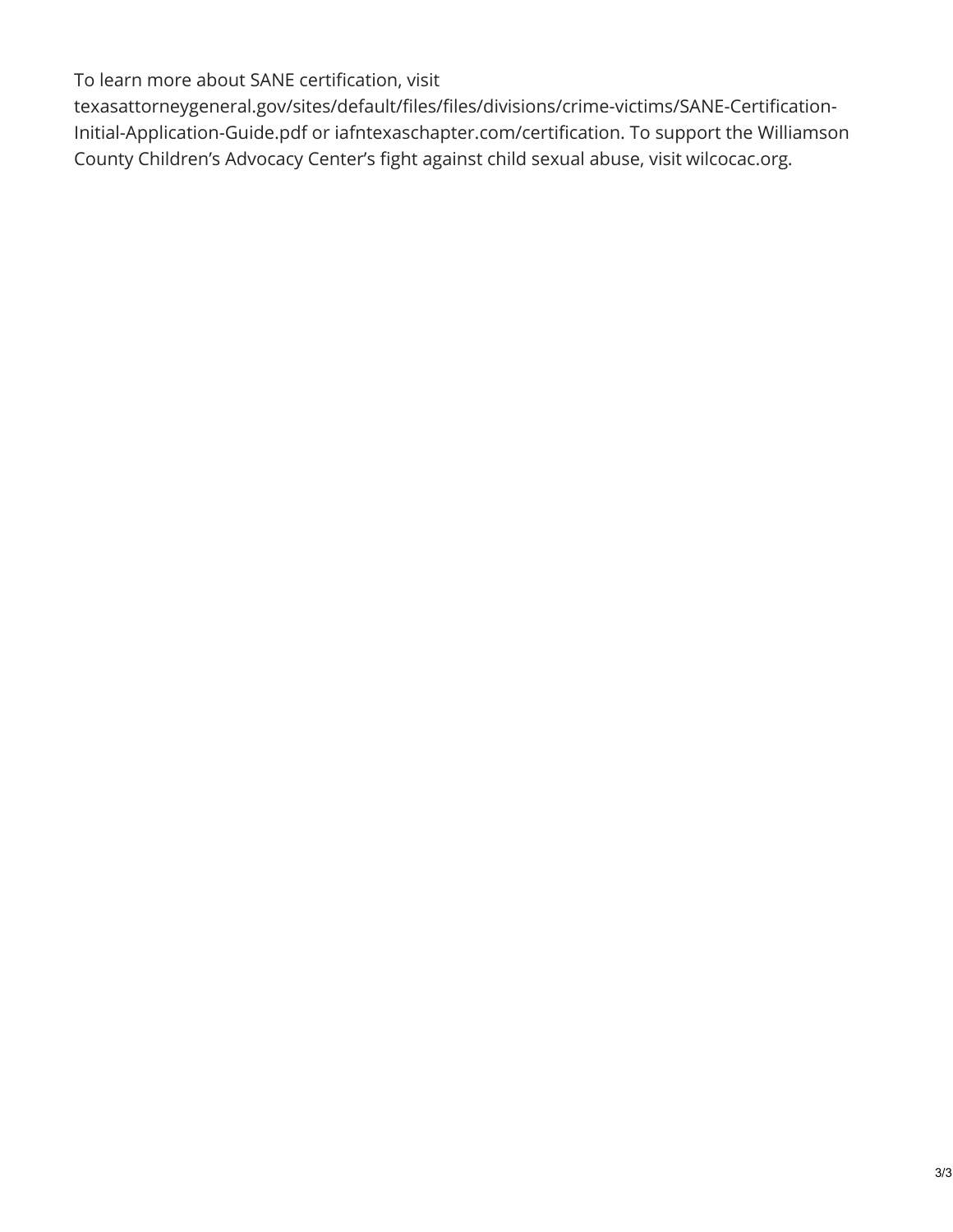To learn more about SANE certification, visit texasattorneygeneral.gov/sites/default/files/files/divisions/crime-victims/SANE-Certification-Initial-Application-Guide.pdf or iafntexaschapter.com/certification. To support the Williamson County Children's Advocacy Center's fight against child sexual abuse, visit wilcocac.org.